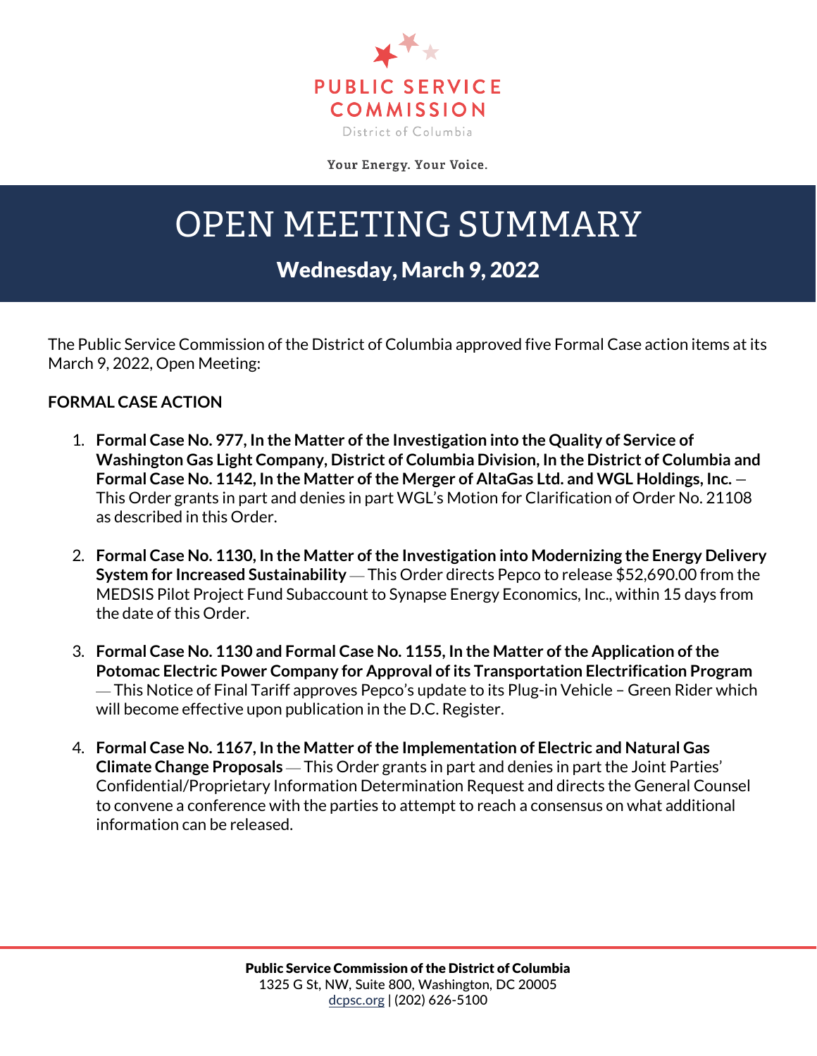PUBLIC SERVICE COMMISSION

District of Columbia

Your Energy. Your Voice.

# OPEN MEETING SUMMARY

## Wednesday, March 9, 2022

The Public Service Commission of the District of Columbia approved five Formal Case action items at its March 9, 2022, Open Meeting:

### FORMAL CASE ACTION

1. **Formal Case No. 977, In the Matter of the Investigation into the Quality of Service of Washington Gas Light Company, District of Columbia Division, In the District of Columbia and Formal Case No. 1142, In the Matter of the Merger of AltaGas Ltd. and WGL Holdings, Inc.** – This Order grants in part and denies in part WGL's Motion for Clarification of Order No. 21108 as described in this Order.

2. **Formal Case No. 1130, In the Matter of the Investigation into Modernizing the Energy Delivery System for Increased Sustainability** — This Order directs Pepco to release $52,690.00 from the MEDSIS Pilot Project Fund Subaccount to Synapse Energy Economics, Inc., within 15 days from the date of this Order.

3. **Formal Case No. 1130 and Formal Case No. 1155, In the Matter of the Application of the Potomac Electric Power Company for Approval of its Transportation Electrification Program** — This Notice of Final Tariff approves Pepco's update to its Plug-in Vehicle – Green Rider which will become effective upon publication in the D.C. Register.

4. **Formal Case No. 1167, In the Matter of the Implementation of Electric and Natural Gas Climate Change Proposals** — This Order grants in part and denies in part the Joint Parties' Confidential/Proprietary Information Determination Request and directs the General Counsel to convene a conference with the parties to attempt to reach a consensus on what additional information can be released.

**Public Service Commission of the District of Columbia**
1325 G St, NW, Suite 800, Washington, DC 20005
dcpsc.org | (202) 626-5100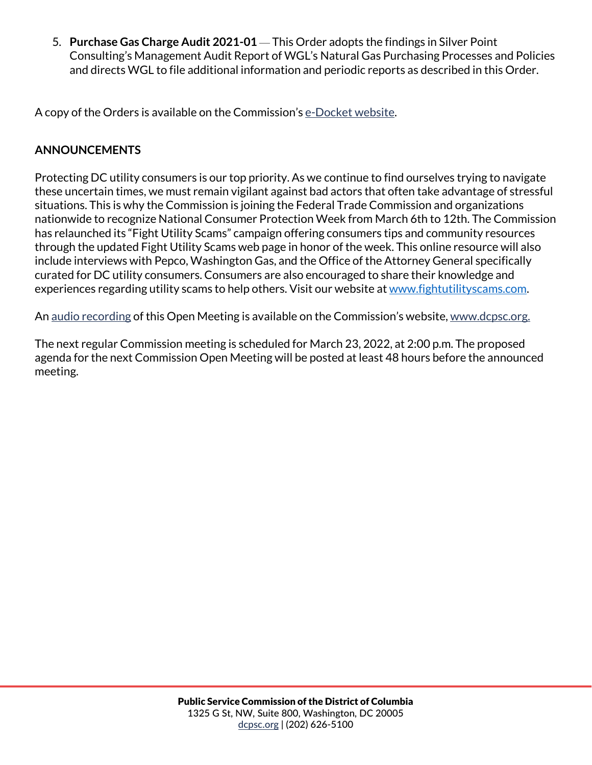5. **Purchase Gas Charge Audit 2021-01** — This Order adopts the findings in Silver Point Consulting's Management Audit Report of WGL's Natural Gas Purchasing Processes and Policies and directs WGL to file additional information and periodic reports as described in this Order.

A copy of the Orders is available on the Commission's e-Docket website.

**ANNOUNCEMENTS**

Protecting DC utility consumers is our top priority. As we continue to find ourselves trying to navigate these uncertain times, we must remain vigilant against bad actors that often take advantage of stressful situations. This is why the Commission is joining the Federal Trade Commission and organizations nationwide to recognize National Consumer Protection Week from March 6th to 12th. The Commission has relaunched its "Fight Utility Scams" campaign offering consumers tips and community resources through the updated Fight Utility Scams web page in honor of the week. This online resource will also include interviews with Pepco, Washington Gas, and the Office of the Attorney General specifically curated for DC utility consumers. Consumers are also encouraged to share their knowledge and experiences regarding utility scams to help others. Visit our website at www.fightutilityscams.com.

An audio recording of this Open Meeting is available on the Commission's website, www.dcpsc.org.

The next regular Commission meeting is scheduled for March 23, 2022, at 2:00 p.m. The proposed agenda for the next Commission Open Meeting will be posted at least 48 hours before the announced meeting.

**Public Service Commission of the District of Columbia**
1325 G St, NW, Suite 800, Washington, DC 20005
dcpsc.org | (202) 626-5100